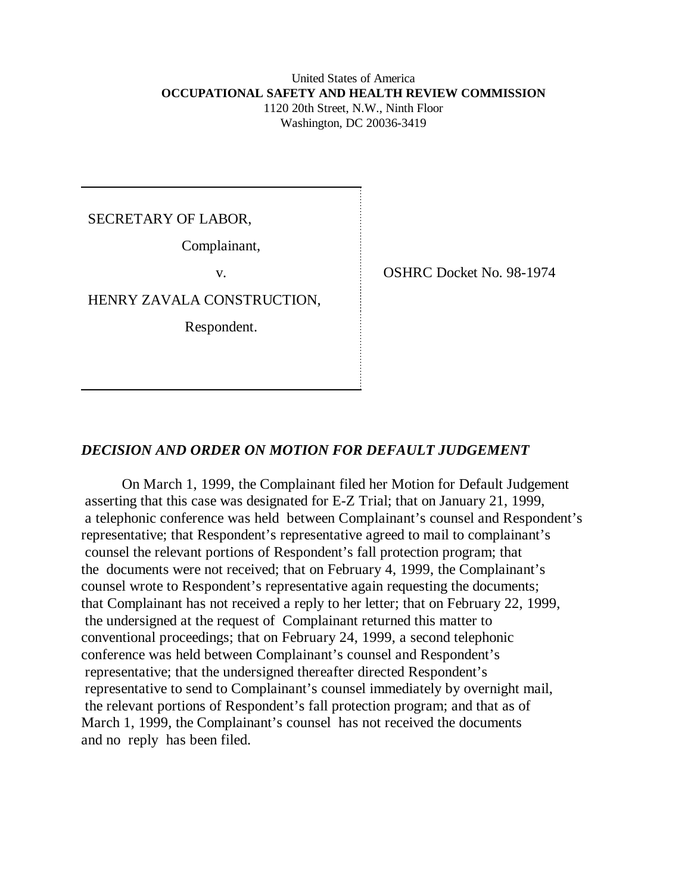United States of America
**OCCUPATIONAL SAFETY AND HEALTH REVIEW COMMISSION**
1120 20th Street, N.W., Ninth Floor
Washington, DC 20036-3419

SECRETARY OF LABOR,

Complainant,

v.

HENRY ZAVALA CONSTRUCTION,

Respondent.

OSHRC Docket No. 98-1974

***DECISION AND ORDER ON MOTION FOR DEFAULT JUDGEMENT***

On March 1, 1999, the Complainant filed her Motion for Default Judgement asserting that this case was designated for E-Z Trial; that on January 21, 1999, a telephonic conference was held between Complainant's counsel and Respondent's representative; that Respondent's representative agreed to mail to complainant's counsel the relevant portions of Respondent's fall protection program; that the documents were not received; that on February 4, 1999, the Complainant's counsel wrote to Respondent's representative again requesting the documents; that Complainant has not received a reply to her letter; that on February 22, 1999, the undersigned at the request of Complainant returned this matter to conventional proceedings; that on February 24, 1999, a second telephonic conference was held between Complainant's counsel and Respondent's representative; that the undersigned thereafter directed Respondent's representative to send to Complainant's counsel immediately by overnight mail, the relevant portions of Respondent's fall protection program; and that as of March 1, 1999, the Complainant's counsel has not received the documents and no reply has been filed.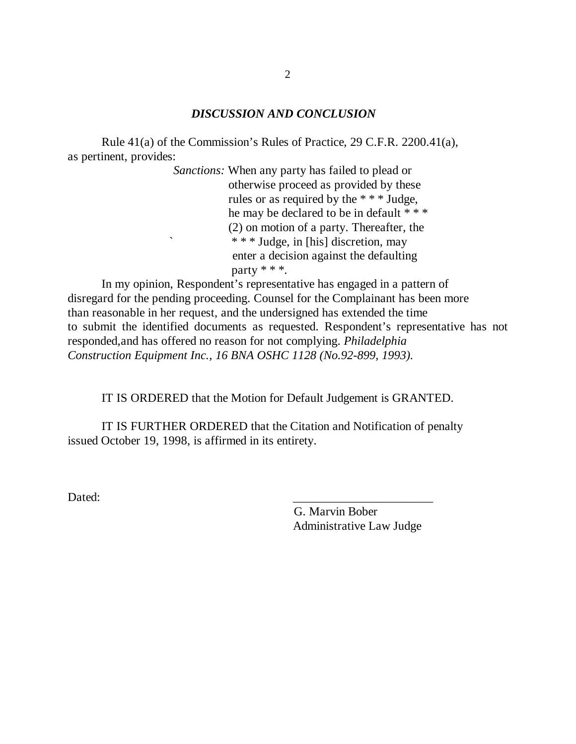### *DISCUSSION AND CONCLUSION*

Rule 41(a) of the Commission's Rules of Practice, 29 C.F.R. 2200.41(a), as pertinent, provides:

> *Sanctions:* When any party has failed to plead or otherwise proceed as provided by these rules or as required by the * * * Judge, he may be declared to be in default * * * (2) on motion of a party. Thereafter, the * * * Judge, in [his] discretion, may enter a decision against the defaulting party * * *.

In my opinion, Respondent's representative has engaged in a pattern of disregard for the pending proceeding. Counsel for the Complainant has been more than reasonable in her request, and the undersigned has extended the time to submit the identified documents as requested. Respondent's representative has not responded,and has offered no reason for not complying. *Philadelphia Construction Equipment Inc., 16 BNA OSHC 1128 (No.92-899, 1993).*

IT IS ORDERED that the Motion for Default Judgement is GRANTED.

IT IS FURTHER ORDERED that the Citation and Notification of penalty issued October 19, 1998, is affirmed in its entirety.

Dated:

\_\_\_\_\_\_\_\_\_\_\_\_\_\_\_\_\_\_\_\_\_\_\_

G. Marvin Bober
Administrative Law Judge